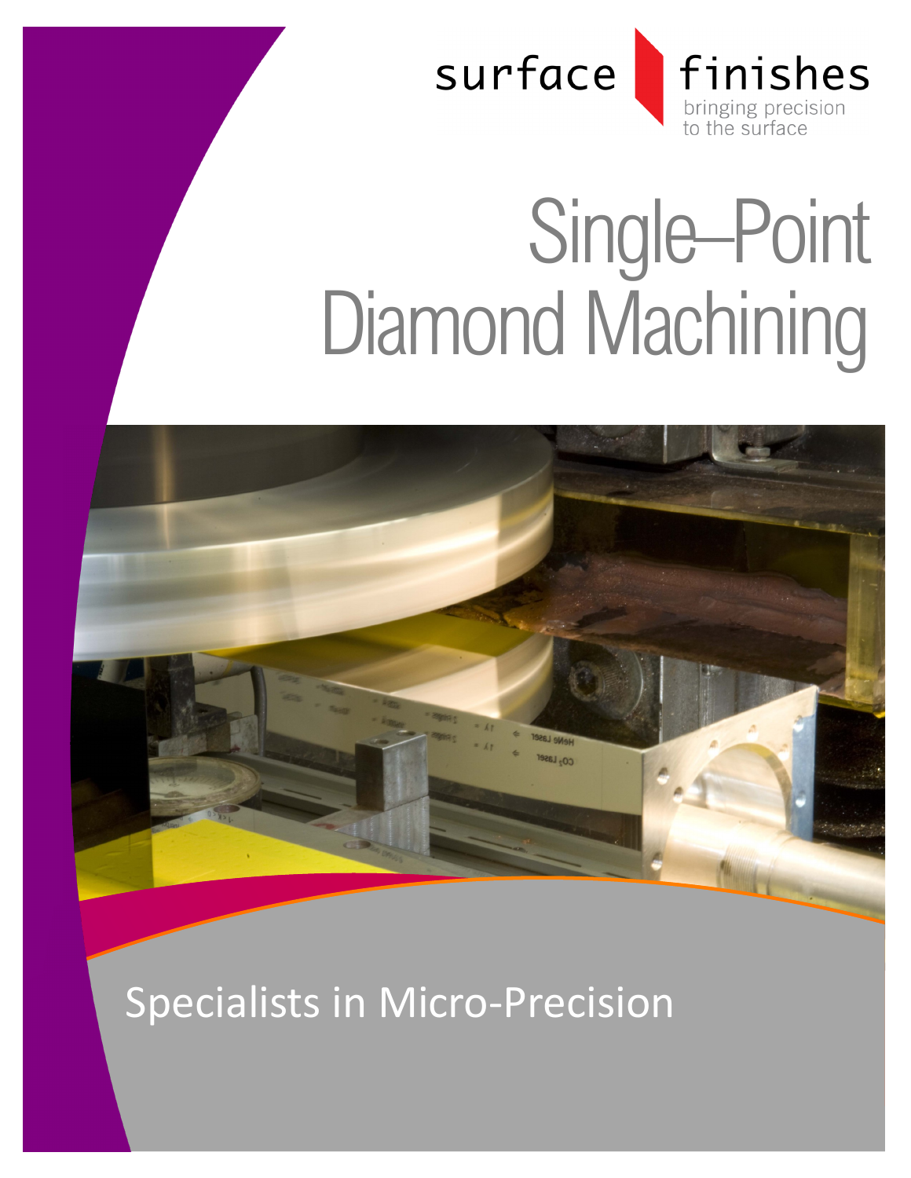surface finishes

bringing precision to the surface

# Single–Point Diamond Machining

Specialists in Micro-Precision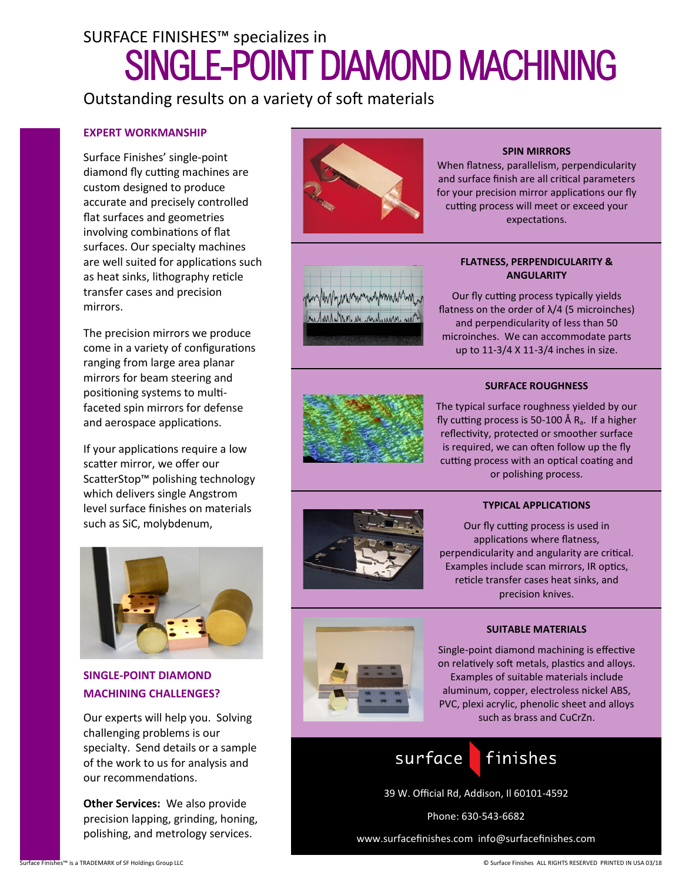SURFACE FINISHES™ specializes in

# SINGLE-POINT DIAMOND MACHINING

Outstanding results on a variety of soft materials

## EXPERT WORKMANSHIP

Surface Finishes' single-point diamond fly cutting machines are custom designed to produce accurate and precisely controlled flat surfaces and geometries involving combinations of flat surfaces. Our specialty machines are well suited for applications such as heat sinks, lithography reticle transfer cases and precision mirrors.

The precision mirrors we produce come in a variety of configurations ranging from large area planar mirrors for beam steering and positioning systems to multi-faceted spin mirrors for defense and aerospace applications.

If your applications require a low scatter mirror, we offer our ScatterStop™ polishing technology which delivers single Angstrom level surface finishes on materials such as SiC, molybdenum,

## SINGLE-POINT DIAMOND MACHINING CHALLENGES?

Our experts will help you. Solving challenging problems is our specialty. Send details or a sample of the work to us for analysis and our recommendations.

**Other Services:** We also provide precision lapping, grinding, honing, polishing, and metrology services.

### SPIN MIRRORS

When flatness, parallelism, perpendicularity and surface finish are all critical parameters for your precision mirror applications our fly cutting process will meet or exceed your expectations.

### FLATNESS, PERPENDICULARITY & ANGULARITY

Our fly cutting process typically yields flatness on the order of $\lambda/4$ (5 microinches) and perpendicularity of less than 50 microinches. We can accommodate parts up to 11-3/4 X 11-3/4 inches in size.

### SURFACE ROUGHNESS

The typical surface roughness yielded by our fly cutting process is 50-100 Å $R_a$. If a higher reflectivity, protected or smoother surface is required, we can often follow up the fly cutting process with an optical coating and or polishing process.

### TYPICAL APPLICATIONS

Our fly cutting process is used in applications where flatness, perpendicularity and angularity are critical. Examples include scan mirrors, IR optics, reticle transfer cases heat sinks, and precision knives.

### SUITABLE MATERIALS

Single-point diamond machining is effective on relatively soft metals, plastics and alloys. Examples of suitable materials include aluminum, copper, electroless nickel ABS, PVC, plexi acrylic, phenolic sheet and alloys such as brass and CuCrZn.

surface finishes

39 W. Official Rd, Addison, Il 60101-4592

Phone: 630-543-6682

www.surfacefinishes.com info@surfacefinishes.com

Surface Finishes™ is a TRADEMARK of SF Holdings Group LLC

© Surface Finishes ALL RIGHTS RESERVED PRINTED IN USA 03/18